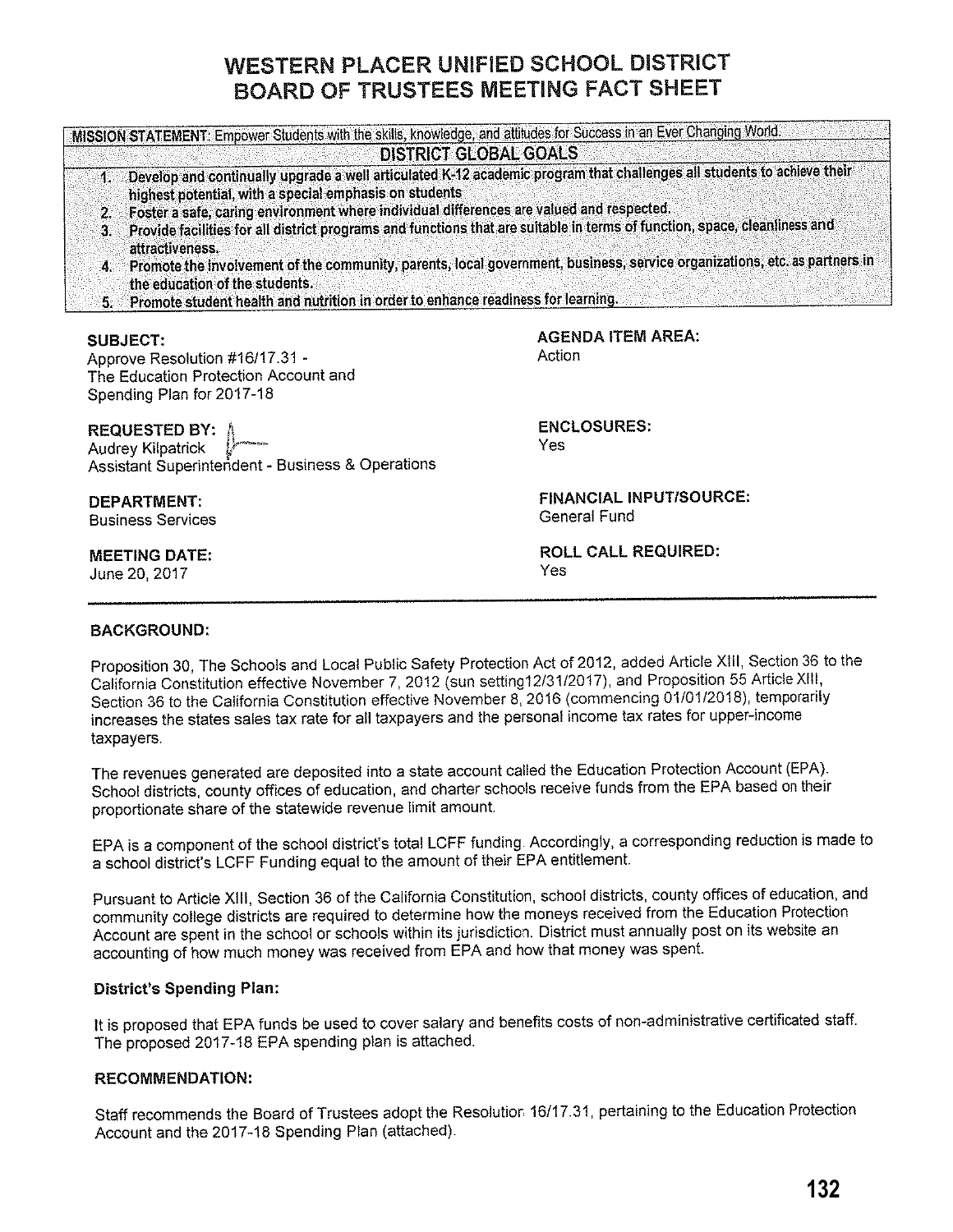# WESTERN PLACER UNIFIED SCHOOL DISTRICT
# BOARD OF TRUSTEES MEETING FACT SHEET

**MISSION STATEMENT:** Empower Students with the skills, knowledge, and attitudes for Success in an Ever Changing World.

**DISTRICT GLOBAL GOALS**

1. Develop and continually upgrade a well articulated K-12 academic program that challenges all students to achieve their highest potential, with a special emphasis on students
2. Foster a safe, caring environment where individual differences are valued and respected.
3. Provide facilities for all district programs and functions that are suitable in terms of function, space, cleanliness and attractiveness.
4. Promote the involvement of the community, parents, local government, business, service organizations, etc. as partners in the education of the students.
5. Promote student health and nutrition in order to enhance readiness for learning.

**SUBJECT:**
Approve Resolution #16/17.31 -
The Education Protection Account and
Spending Plan for 2017-18

**AGENDA ITEM AREA:**
Action

**REQUESTED BY:**
Audrey Kilpatrick
Assistant Superintendent - Business & Operations

**ENCLOSURES:**
Yes

**DEPARTMENT:**
Business Services

**FINANCIAL INPUT/SOURCE:**
General Fund

**MEETING DATE:**
June 20, 2017

**ROLL CALL REQUIRED:**
Yes

---

**BACKGROUND:**

Proposition 30, The Schools and Local Public Safety Protection Act of 2012, added Article XIII, Section 36 to the California Constitution effective November 7, 2012 (sun setting12/31/2017), and Proposition 55 Article XIII, Section 36 to the California Constitution effective November 8, 2016 (commencing 01/01/2018), temporarily increases the states sales tax rate for all taxpayers and the personal income tax rates for upper-income taxpayers.

The revenues generated are deposited into a state account called the Education Protection Account (EPA). School districts, county offices of education, and charter schools receive funds from the EPA based on their proportionate share of the statewide revenue limit amount.

EPA is a component of the school district's total LCFF funding. Accordingly, a corresponding reduction is made to a school district's LCFF Funding equal to the amount of their EPA entitlement.

Pursuant to Article XIII, Section 36 of the California Constitution, school districts, county offices of education, and community college districts are required to determine how the moneys received from the Education Protection Account are spent in the school or schools within its jurisdiction. District must annually post on its website an accounting of how much money was received from EPA and how that money was spent.

**District's Spending Plan:**

It is proposed that EPA funds be used to cover salary and benefits costs of non-administrative certificated staff. The proposed 2017-18 EPA spending plan is attached.

**RECOMMENDATION:**

Staff recommends the Board of Trustees adopt the Resolution 16/17.31, pertaining to the Education Protection Account and the 2017-18 Spending Plan (attached).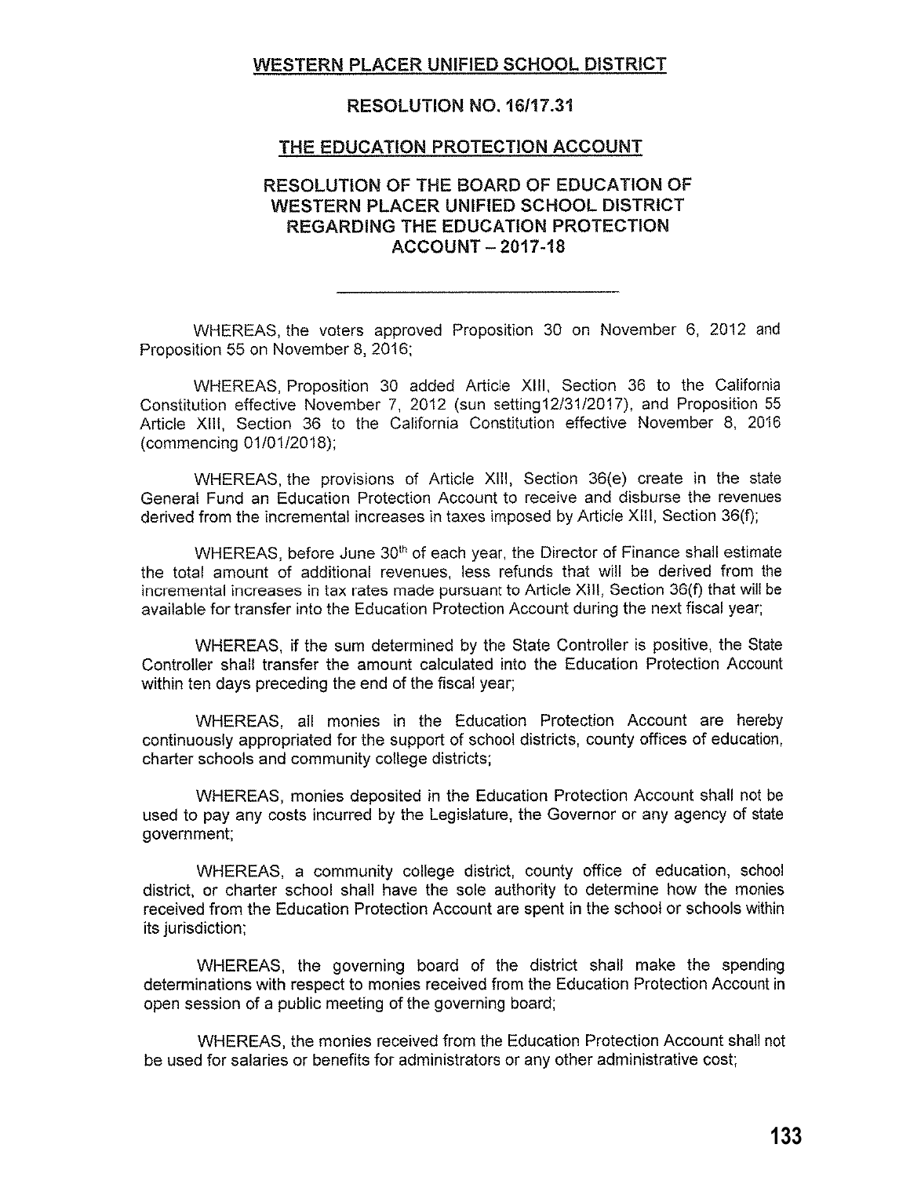## WESTERN PLACER UNIFIED SCHOOL DISTRICT

## RESOLUTION NO. 16/17.31

## THE EDUCATION PROTECTION ACCOUNT

## RESOLUTION OF THE BOARD OF EDUCATION OF WESTERN PLACER UNIFIED SCHOOL DISTRICT REGARDING THE EDUCATION PROTECTION ACCOUNT – 2017-18

---

WHEREAS, the voters approved Proposition 30 on November 6, 2012 and Proposition 55 on November 8, 2016;

WHEREAS, Proposition 30 added Article XIII, Section 36 to the California Constitution effective November 7, 2012 (sun setting12/31/2017), and Proposition 55 Article XIII, Section 36 to the California Constitution effective November 8, 2016 (commencing 01/01/2018);

WHEREAS, the provisions of Article XIII, Section 36(e) create in the state General Fund an Education Protection Account to receive and disburse the revenues derived from the incremental increases in taxes imposed by Article XIII, Section 36(f);

WHEREAS, before June 30th of each year, the Director of Finance shall estimate the total amount of additional revenues, less refunds that will be derived from the incremental increases in tax rates made pursuant to Article XIII, Section 36(f) that will be available for transfer into the Education Protection Account during the next fiscal year;

WHEREAS, if the sum determined by the State Controller is positive, the State Controller shall transfer the amount calculated into the Education Protection Account within ten days preceding the end of the fiscal year;

WHEREAS, all monies in the Education Protection Account are hereby continuously appropriated for the support of school districts, county offices of education, charter schools and community college districts;

WHEREAS, monies deposited in the Education Protection Account shall not be used to pay any costs incurred by the Legislature, the Governor or any agency of state government;

WHEREAS, a community college district, county office of education, school district, or charter school shall have the sole authority to determine how the monies received from the Education Protection Account are spent in the school or schools within its jurisdiction;

WHEREAS, the governing board of the district shall make the spending determinations with respect to monies received from the Education Protection Account in open session of a public meeting of the governing board;

WHEREAS, the monies received from the Education Protection Account shall not be used for salaries or benefits for administrators or any other administrative cost;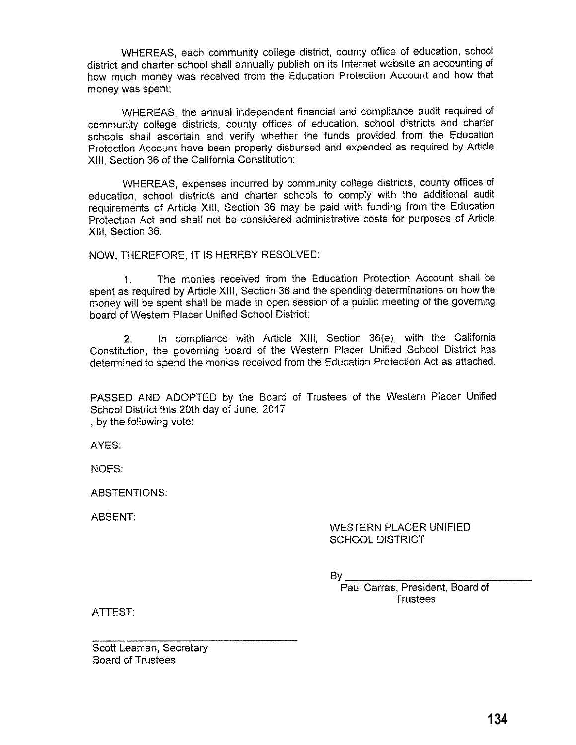WHEREAS, each community college district, county office of education, school district and charter school shall annually publish on its Internet website an accounting of how much money was received from the Education Protection Account and how that money was spent;

WHEREAS, the annual independent financial and compliance audit required of community college districts, county offices of education, school districts and charter schools shall ascertain and verify whether the funds provided from the Education Protection Account have been properly disbursed and expended as required by Article XIII, Section 36 of the California Constitution;

WHEREAS, expenses incurred by community college districts, county offices of education, school districts and charter schools to comply with the additional audit requirements of Article XIII, Section 36 may be paid with funding from the Education Protection Act and shall not be considered administrative costs for purposes of Article XIII, Section 36.

NOW, THEREFORE, IT IS HEREBY RESOLVED:

1. The monies received from the Education Protection Account shall be spent as required by Article XIII, Section 36 and the spending determinations on how the money will be spent shall be made in open session of a public meeting of the governing board of Western Placer Unified School District;

2. In compliance with Article XIII, Section 36(e), with the California Constitution, the governing board of the Western Placer Unified School District has determined to spend the monies received from the Education Protection Act as attached.

PASSED AND ADOPTED by the Board of Trustees of the Western Placer Unified School District this 20th day of June, 2017
, by the following vote:

AYES:

NOES:

ABSTENTIONS:

ABSENT:

WESTERN PLACER UNIFIED
SCHOOL DISTRICT

By ______________________________
Paul Carras, President, Board of Trustees

ATTEST:

______________________________
Scott Leaman, Secretary
Board of Trustees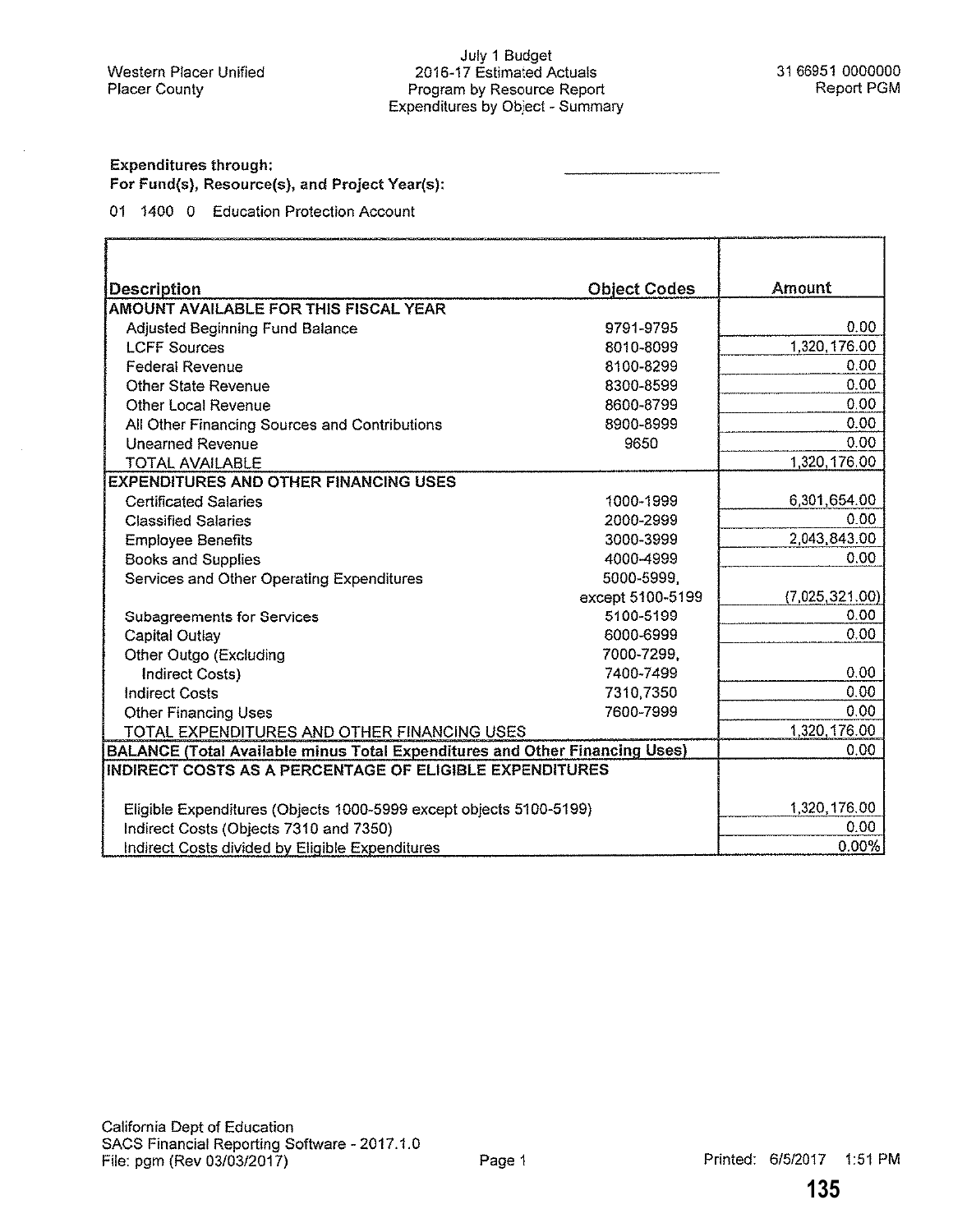Western Placer Unified
Placer County

July 1 Budget
2016-17 Estimated Actuals
Program by Resource Report
Expenditures by Object - Summary

31 66951 0000000
Report PGM

**Expenditures through:** ____________________

**For Fund(s), Resource(s), and Project Year(s):**

01 1400 0 Education Protection Account

| Description | Object Codes | Amount |
|---|---|---|
| **AMOUNT AVAILABLE FOR THIS FISCAL YEAR** | | |
| Adjusted Beginning Fund Balance | 9791-9795 | 0.00 |
| LCFF Sources | 8010-8099 | 1,320,176.00 |
| Federal Revenue | 8100-8299 | 0.00 |
| Other State Revenue | 8300-8599 | 0.00 |
| Other Local Revenue | 8600-8799 | 0.00 |
| All Other Financing Sources and Contributions | 8900-8999 | 0.00 |
| Unearned Revenue | 9650 | 0.00 |
| TOTAL AVAILABLE | | 1,320,176.00 |
| **EXPENDITURES AND OTHER FINANCING USES** | | |
| Certificated Salaries | 1000-1999 | 6,301,654.00 |
| Classified Salaries | 2000-2999 | 0.00 |
| Employee Benefits | 3000-3999 | 2,043,843.00 |
| Books and Supplies | 4000-4999 | 0.00 |
| Services and Other Operating Expenditures | 5000-5999, except 5100-5199 | (7,025,321.00) |
| Subagreements for Services | 5100-5199 | 0.00 |
| Capital Outlay | 6000-6999 | 0.00 |
| Other Outgo (Excluding Indirect Costs) | 7000-7299, 7400-7499 | 0.00 |
| Indirect Costs | 7310,7350 | 0.00 |
| Other Financing Uses | 7600-7999 | 0.00 |
| TOTAL EXPENDITURES AND OTHER FINANCING USES | | 1,320,176.00 |
| **BALANCE (Total Available minus Total Expenditures and Other Financing Uses)** | | 0.00 |
| **INDIRECT COSTS AS A PERCENTAGE OF ELIGIBLE EXPENDITURES** | | |
| Eligible Expenditures (Objects 1000-5999 except objects 5100-5199) | | 1,320,176.00 |
| Indirect Costs (Objects 7310 and 7350) | | 0.00 |
| Indirect Costs divided by Eligible Expenditures | | 0.00% |

California Dept of Education
SACS Financial Reporting Software - 2017.1.0
File: pgm (Rev 03/03/2017)

Printed: 6/5/2017 1:51 PM